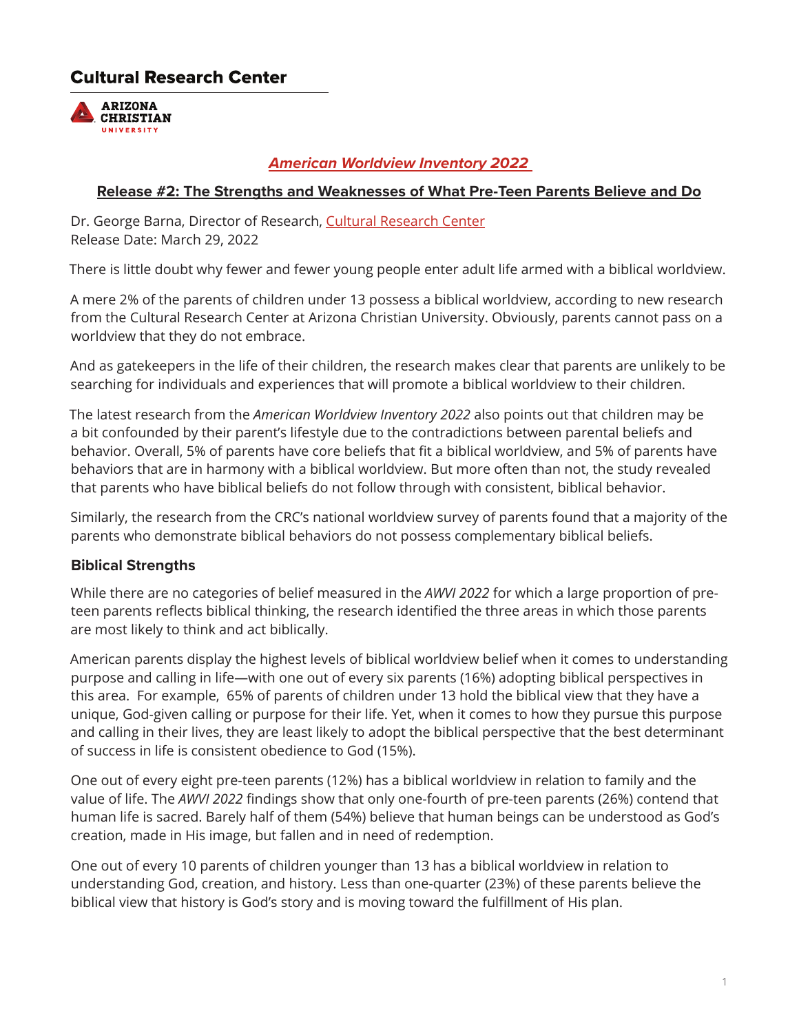# Cultural Research Center

ARIZONA CHRISTIAN UNIVERSITY

## *American Worldview Inventory 2022*

### Release #2: The Strengths and Weaknesses of What Pre-Teen Parents Believe and Do

Dr. George Barna, Director of Research, Cultural Research Center
Release Date: March 29, 2022

There is little doubt why fewer and fewer young people enter adult life armed with a biblical worldview.

A mere 2% of the parents of children under 13 possess a biblical worldview, according to new research from the Cultural Research Center at Arizona Christian University. Obviously, parents cannot pass on a worldview that they do not embrace.

And as gatekeepers in the life of their children, the research makes clear that parents are unlikely to be searching for individuals and experiences that will promote a biblical worldview to their children.

The latest research from the *American Worldview Inventory 2022* also points out that children may be a bit confounded by their parent's lifestyle due to the contradictions between parental beliefs and behavior. Overall, 5% of parents have core beliefs that fit a biblical worldview, and 5% of parents have behaviors that are in harmony with a biblical worldview. But more often than not, the study revealed that parents who have biblical beliefs do not follow through with consistent, biblical behavior.

Similarly, the research from the CRC's national worldview survey of parents found that a majority of the parents who demonstrate biblical behaviors do not possess complementary biblical beliefs.

### Biblical Strengths

While there are no categories of belief measured in the *AWVI 2022* for which a large proportion of pre-teen parents reflects biblical thinking, the research identified the three areas in which those parents are most likely to think and act biblically.

American parents display the highest levels of biblical worldview belief when it comes to understanding purpose and calling in life—with one out of every six parents (16%) adopting biblical perspectives in this area. For example, 65% of parents of children under 13 hold the biblical view that they have a unique, God-given calling or purpose for their life. Yet, when it comes to how they pursue this purpose and calling in their lives, they are least likely to adopt the biblical perspective that the best determinant of success in life is consistent obedience to God (15%).

One out of every eight pre-teen parents (12%) has a biblical worldview in relation to family and the value of life. The *AWVI 2022* findings show that only one-fourth of pre-teen parents (26%) contend that human life is sacred. Barely half of them (54%) believe that human beings can be understood as God's creation, made in His image, but fallen and in need of redemption.

One out of every 10 parents of children younger than 13 has a biblical worldview in relation to understanding God, creation, and history. Less than one-quarter (23%) of these parents believe the biblical view that history is God's story and is moving toward the fulfillment of His plan.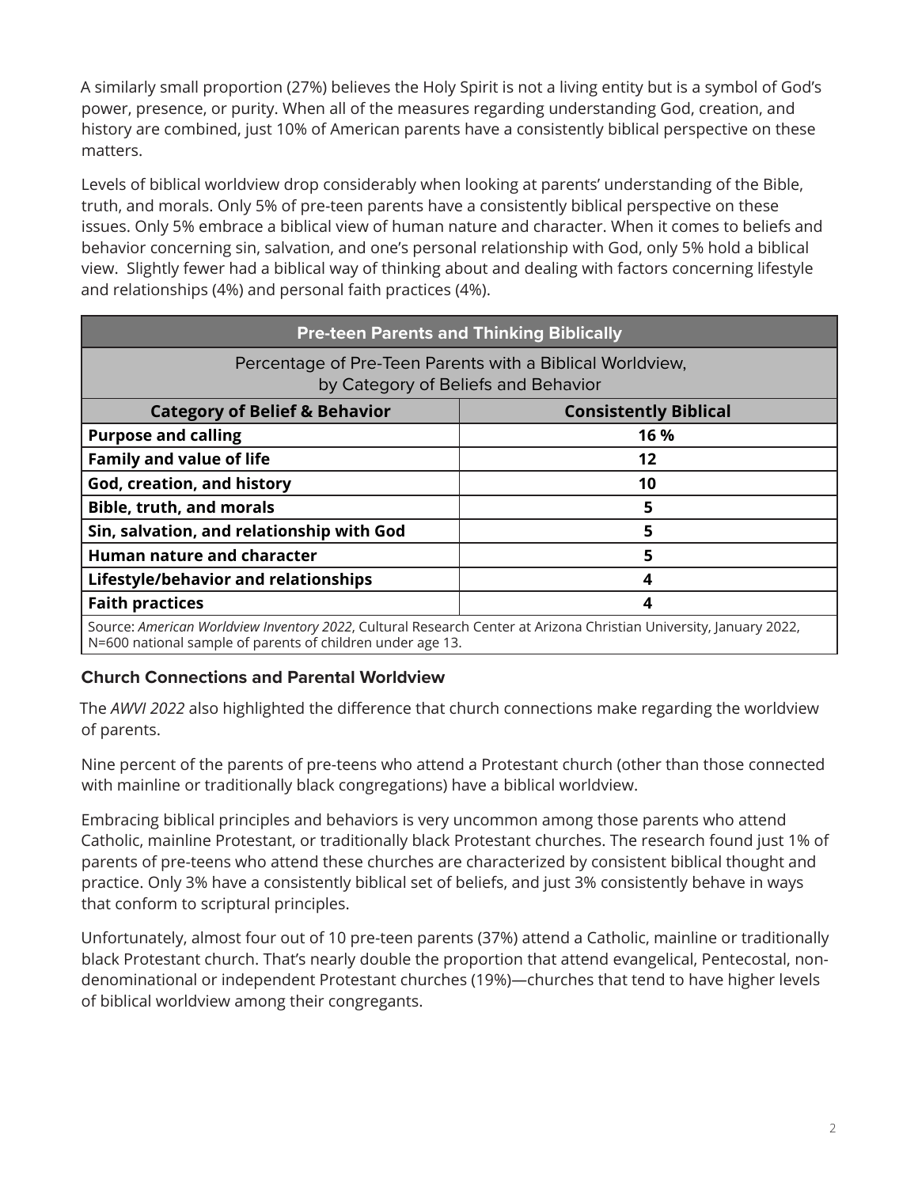A similarly small proportion (27%) believes the Holy Spirit is not a living entity but is a symbol of God's power, presence, or purity. When all of the measures regarding understanding God, creation, and history are combined, just 10% of American parents have a consistently biblical perspective on these matters.

Levels of biblical worldview drop considerably when looking at parents' understanding of the Bible, truth, and morals. Only 5% of pre-teen parents have a consistently biblical perspective on these issues. Only 5% embrace a biblical view of human nature and character. When it comes to beliefs and behavior concerning sin, salvation, and one's personal relationship with God, only 5% hold a biblical view. Slightly fewer had a biblical way of thinking about and dealing with factors concerning lifestyle and relationships (4%) and personal faith practices (4%).

| **Pre-teen Parents and Thinking Biblically** | |
|---|---|
| Percentage of Pre-Teen Parents with a Biblical Worldview, by Category of Beliefs and Behavior | |
| **Category of Belief & Behavior** | **Consistently Biblical** |
| **Purpose and calling** | **16 %** |
| **Family and value of life** | **12** |
| **God, creation, and history** | **10** |
| **Bible, truth, and morals** | **5** |
| **Sin, salvation, and relationship with God** | **5** |
| **Human nature and character** | **5** |
| **Lifestyle/behavior and relationships** | **4** |
| **Faith practices** | **4** |
| Source: *American Worldview Inventory 2022*, Cultural Research Center at Arizona Christian University, January 2022, N=600 national sample of parents of children under age 13. | |

### Church Connections and Parental Worldview

The *AWVI 2022* also highlighted the difference that church connections make regarding the worldview of parents.

Nine percent of the parents of pre-teens who attend a Protestant church (other than those connected with mainline or traditionally black congregations) have a biblical worldview.

Embracing biblical principles and behaviors is very uncommon among those parents who attend Catholic, mainline Protestant, or traditionally black Protestant churches. The research found just 1% of parents of pre-teens who attend these churches are characterized by consistent biblical thought and practice. Only 3% have a consistently biblical set of beliefs, and just 3% consistently behave in ways that conform to scriptural principles.

Unfortunately, almost four out of 10 pre-teen parents (37%) attend a Catholic, mainline or traditionally black Protestant church. That's nearly double the proportion that attend evangelical, Pentecostal, non-denominational or independent Protestant churches (19%)—churches that tend to have higher levels of biblical worldview among their congregants.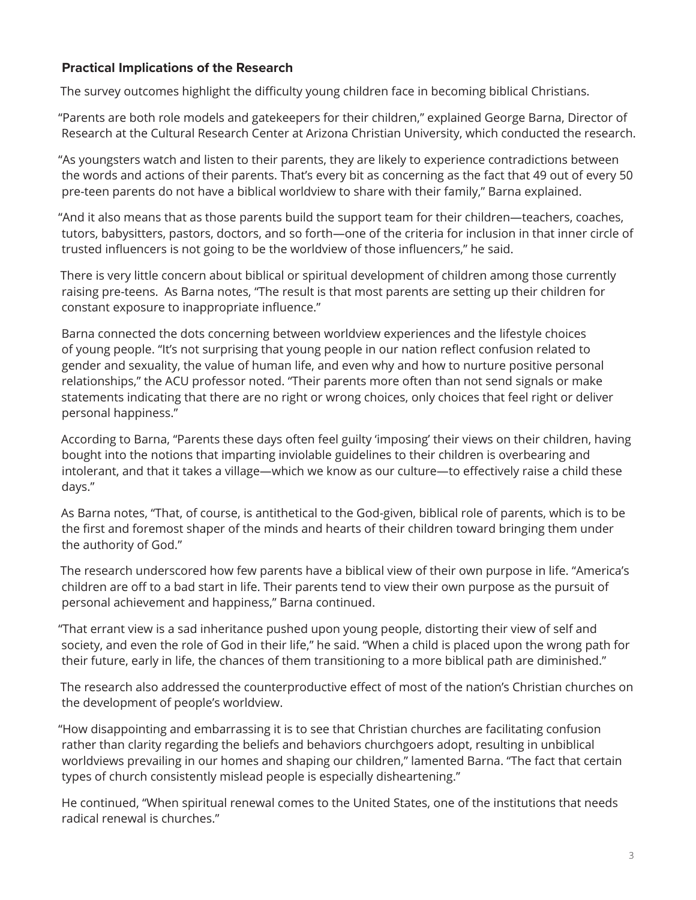### Practical Implications of the Research

The survey outcomes highlight the difficulty young children face in becoming biblical Christians.

"Parents are both role models and gatekeepers for their children," explained George Barna, Director of Research at the Cultural Research Center at Arizona Christian University, which conducted the research.

"As youngsters watch and listen to their parents, they are likely to experience contradictions between the words and actions of their parents. That's every bit as concerning as the fact that 49 out of every 50 pre-teen parents do not have a biblical worldview to share with their family," Barna explained.

"And it also means that as those parents build the support team for their children—teachers, coaches, tutors, babysitters, pastors, doctors, and so forth—one of the criteria for inclusion in that inner circle of trusted influencers is not going to be the worldview of those influencers," he said.

There is very little concern about biblical or spiritual development of children among those currently raising pre-teens. As Barna notes, "The result is that most parents are setting up their children for constant exposure to inappropriate influence."

Barna connected the dots concerning between worldview experiences and the lifestyle choices of young people. "It's not surprising that young people in our nation reflect confusion related to gender and sexuality, the value of human life, and even why and how to nurture positive personal relationships," the ACU professor noted. "Their parents more often than not send signals or make statements indicating that there are no right or wrong choices, only choices that feel right or deliver personal happiness."

According to Barna, "Parents these days often feel guilty 'imposing' their views on their children, having bought into the notions that imparting inviolable guidelines to their children is overbearing and intolerant, and that it takes a village—which we know as our culture—to effectively raise a child these days."

As Barna notes, "That, of course, is antithetical to the God-given, biblical role of parents, which is to be the first and foremost shaper of the minds and hearts of their children toward bringing them under the authority of God."

The research underscored how few parents have a biblical view of their own purpose in life. "America's children are off to a bad start in life. Their parents tend to view their own purpose as the pursuit of personal achievement and happiness," Barna continued.

"That errant view is a sad inheritance pushed upon young people, distorting their view of self and society, and even the role of God in their life," he said. "When a child is placed upon the wrong path for their future, early in life, the chances of them transitioning to a more biblical path are diminished."

The research also addressed the counterproductive effect of most of the nation's Christian churches on the development of people's worldview.

"How disappointing and embarrassing it is to see that Christian churches are facilitating confusion rather than clarity regarding the beliefs and behaviors churchgoers adopt, resulting in unbiblical worldviews prevailing in our homes and shaping our children," lamented Barna. "The fact that certain types of church consistently mislead people is especially disheartening."

He continued, "When spiritual renewal comes to the United States, one of the institutions that needs radical renewal is churches."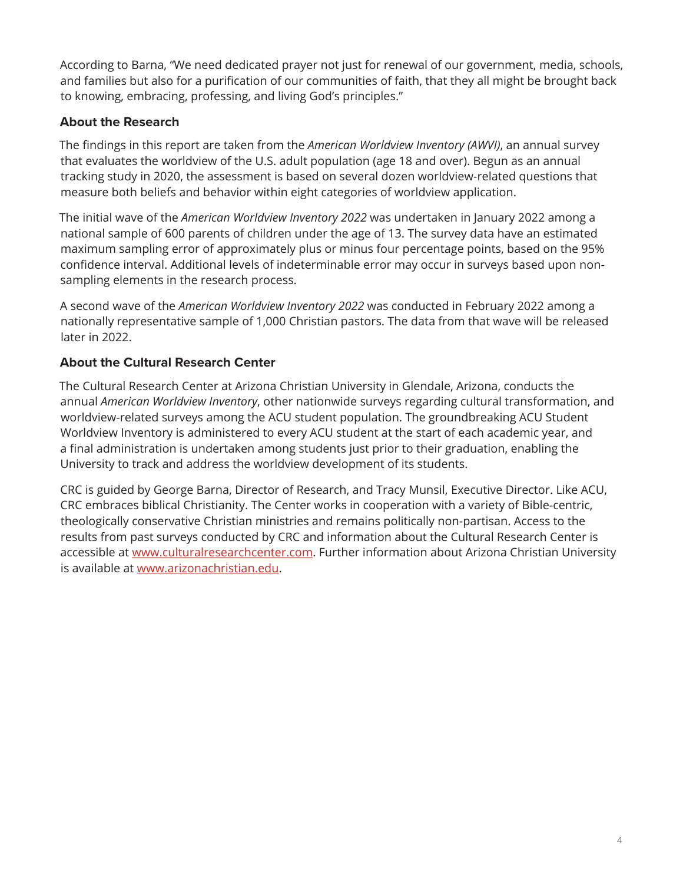According to Barna, "We need dedicated prayer not just for renewal of our government, media, schools, and families but also for a purification of our communities of faith, that they all might be brought back to knowing, embracing, professing, and living God's principles."

## About the Research

The findings in this report are taken from the *American Worldview Inventory (AWVI)*, an annual survey that evaluates the worldview of the U.S. adult population (age 18 and over). Begun as an annual tracking study in 2020, the assessment is based on several dozen worldview-related questions that measure both beliefs and behavior within eight categories of worldview application.

The initial wave of the *American Worldview Inventory 2022* was undertaken in January 2022 among a national sample of 600 parents of children under the age of 13. The survey data have an estimated maximum sampling error of approximately plus or minus four percentage points, based on the 95% confidence interval. Additional levels of indeterminable error may occur in surveys based upon non-sampling elements in the research process.

A second wave of the *American Worldview Inventory 2022* was conducted in February 2022 among a nationally representative sample of 1,000 Christian pastors. The data from that wave will be released later in 2022.

## About the Cultural Research Center

The Cultural Research Center at Arizona Christian University in Glendale, Arizona, conducts the annual *American Worldview Inventory*, other nationwide surveys regarding cultural transformation, and worldview-related surveys among the ACU student population. The groundbreaking ACU Student Worldview Inventory is administered to every ACU student at the start of each academic year, and a final administration is undertaken among students just prior to their graduation, enabling the University to track and address the worldview development of its students.

CRC is guided by George Barna, Director of Research, and Tracy Munsil, Executive Director. Like ACU, CRC embraces biblical Christianity. The Center works in cooperation with a variety of Bible-centric, theologically conservative Christian ministries and remains politically non-partisan. Access to the results from past surveys conducted by CRC and information about the Cultural Research Center is accessible at [www.culturalresearchcenter.com](http://www.culturalresearchcenter.com). Further information about Arizona Christian University is available at [www.arizonachristian.edu](http://www.arizonachristian.edu).